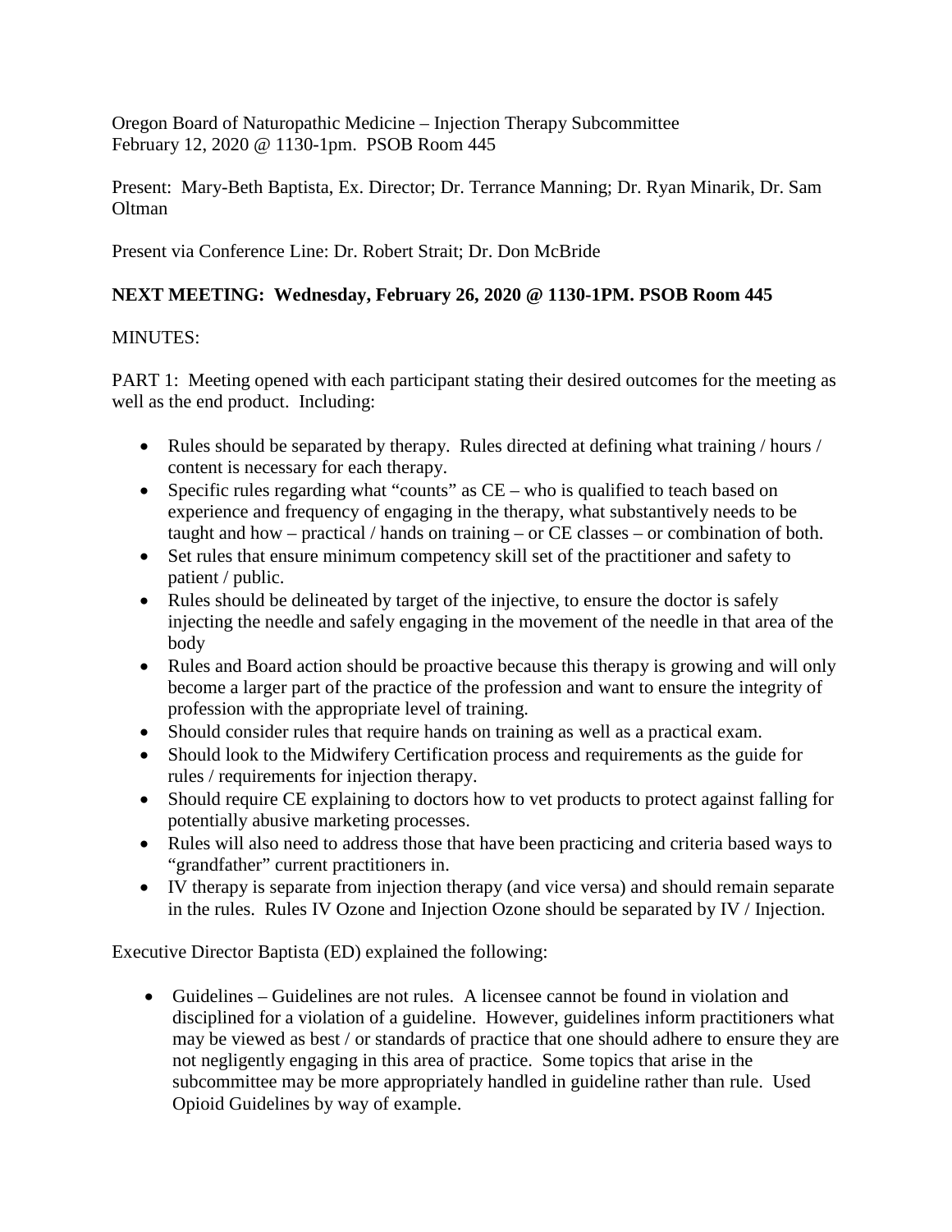Oregon Board of Naturopathic Medicine – Injection Therapy Subcommittee
February 12, 2020 @ 1130-1pm. PSOB Room 445

Present: Mary-Beth Baptista, Ex. Director; Dr. Terrance Manning; Dr. Ryan Minarik, Dr. Sam Oltman

Present via Conference Line: Dr. Robert Strait; Dr. Don McBride

**NEXT MEETING: Wednesday, February 26, 2020 @ 1130-1PM. PSOB Room 445**

MINUTES:

PART 1: Meeting opened with each participant stating their desired outcomes for the meeting as well as the end product. Including:

- Rules should be separated by therapy. Rules directed at defining what training / hours / content is necessary for each therapy.
- Specific rules regarding what "counts" as CE – who is qualified to teach based on experience and frequency of engaging in the therapy, what substantively needs to be taught and how – practical / hands on training – or CE classes – or combination of both.
- Set rules that ensure minimum competency skill set of the practitioner and safety to patient / public.
- Rules should be delineated by target of the injective, to ensure the doctor is safely injecting the needle and safely engaging in the movement of the needle in that area of the body
- Rules and Board action should be proactive because this therapy is growing and will only become a larger part of the practice of the profession and want to ensure the integrity of profession with the appropriate level of training.
- Should consider rules that require hands on training as well as a practical exam.
- Should look to the Midwifery Certification process and requirements as the guide for rules / requirements for injection therapy.
- Should require CE explaining to doctors how to vet products to protect against falling for potentially abusive marketing processes.
- Rules will also need to address those that have been practicing and criteria based ways to "grandfather" current practitioners in.
- IV therapy is separate from injection therapy (and vice versa) and should remain separate in the rules. Rules IV Ozone and Injection Ozone should be separated by IV / Injection.

Executive Director Baptista (ED) explained the following:

- Guidelines – Guidelines are not rules. A licensee cannot be found in violation and disciplined for a violation of a guideline. However, guidelines inform practitioners what may be viewed as best / or standards of practice that one should adhere to ensure they are not negligently engaging in this area of practice. Some topics that arise in the subcommittee may be more appropriately handled in guideline rather than rule. Used Opioid Guidelines by way of example.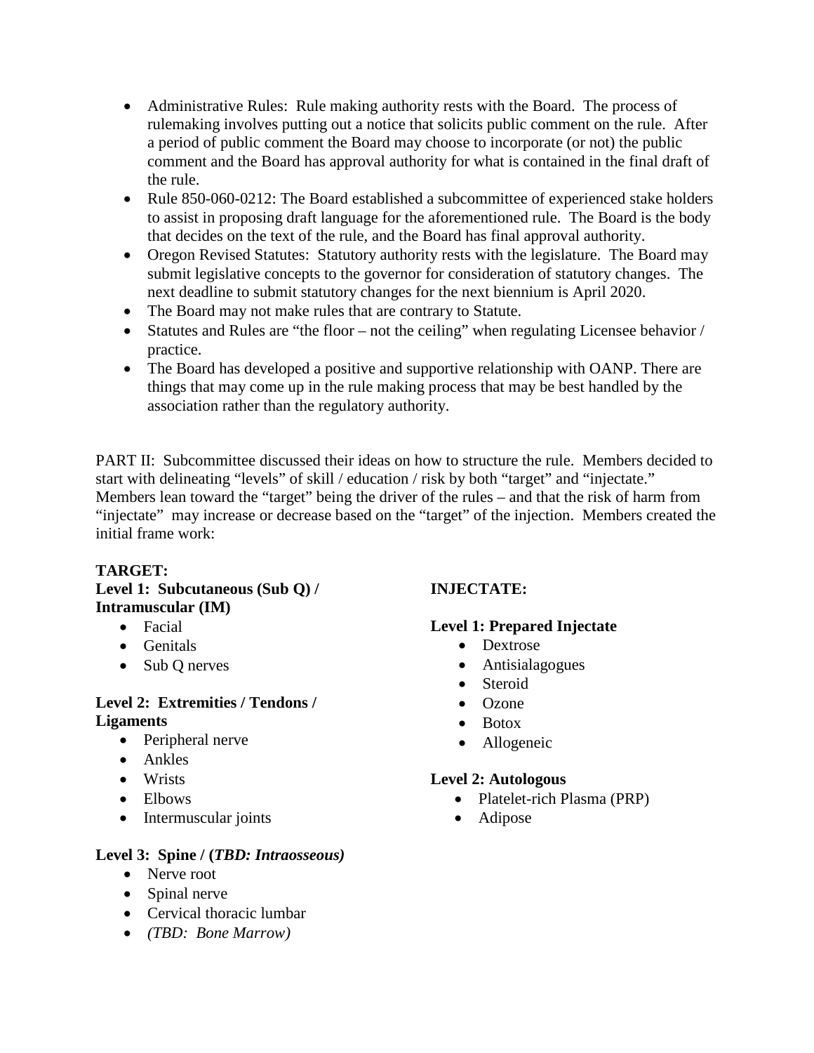- Administrative Rules: Rule making authority rests with the Board. The process of rulemaking involves putting out a notice that solicits public comment on the rule. After a period of public comment the Board may choose to incorporate (or not) the public comment and the Board has approval authority for what is contained in the final draft of the rule.
- Rule 850-060-0212: The Board established a subcommittee of experienced stake holders to assist in proposing draft language for the aforementioned rule. The Board is the body that decides on the text of the rule, and the Board has final approval authority.
- Oregon Revised Statutes: Statutory authority rests with the legislature. The Board may submit legislative concepts to the governor for consideration of statutory changes. The next deadline to submit statutory changes for the next biennium is April 2020.
- The Board may not make rules that are contrary to Statute.
- Statutes and Rules are "the floor – not the ceiling" when regulating Licensee behavior / practice.
- The Board has developed a positive and supportive relationship with OANP. There are things that may come up in the rule making process that may be best handled by the association rather than the regulatory authority.

PART II: Subcommittee discussed their ideas on how to structure the rule. Members decided to start with delineating "levels" of skill / education / risk by both "target" and "injectate." Members lean toward the "target" being the driver of the rules – and that the risk of harm from "injectate" may increase or decrease based on the "target" of the injection. Members created the initial frame work:

**TARGET:**

**Level 1: Subcutaneous (Sub Q) / Intramuscular (IM)**

- Facial
- Genitals
- Sub Q nerves

**Level 2: Extremities / Tendons / Ligaments**

- Peripheral nerve
- Ankles
- Wrists
- Elbows
- Intermuscular joints

**Level 3: Spine / (*TBD: Intraosseous)***

- Nerve root
- Spinal nerve
- Cervical thoracic lumbar
- *(TBD: Bone Marrow)*

**INJECTATE:**

**Level 1: Prepared Injectate**

- Dextrose
- Antisialagogues
- Steroid
- Ozone
- Botox
- Allogeneic

**Level 2: Autologous**

- Platelet-rich Plasma (PRP)
- Adipose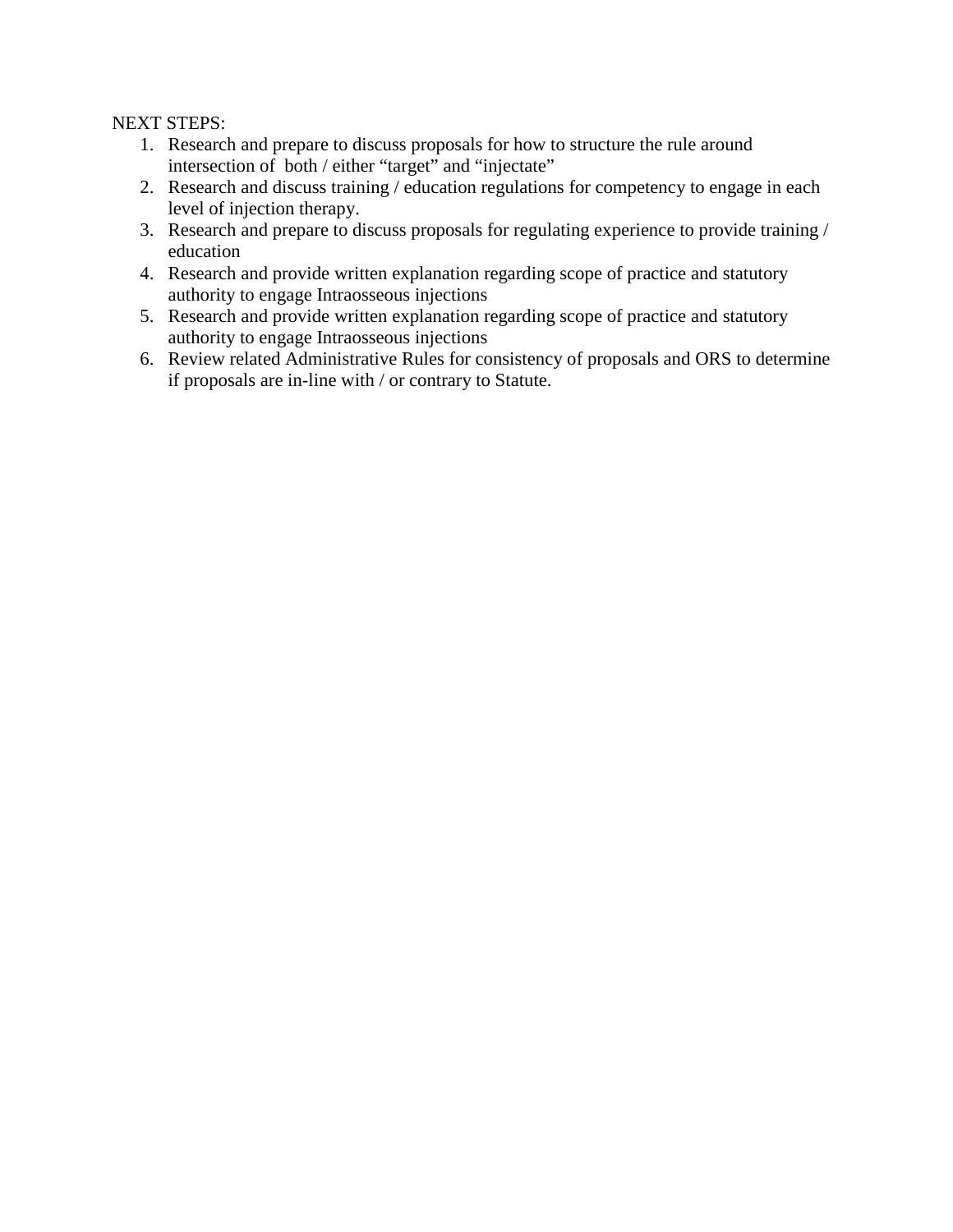NEXT STEPS:

1. Research and prepare to discuss proposals for how to structure the rule around intersection of both / either "target" and "injectate"
2. Research and discuss training / education regulations for competency to engage in each level of injection therapy.
3. Research and prepare to discuss proposals for regulating experience to provide training / education
4. Research and provide written explanation regarding scope of practice and statutory authority to engage Intraosseous injections
5. Research and provide written explanation regarding scope of practice and statutory authority to engage Intraosseous injections
6. Review related Administrative Rules for consistency of proposals and ORS to determine if proposals are in-line with / or contrary to Statute.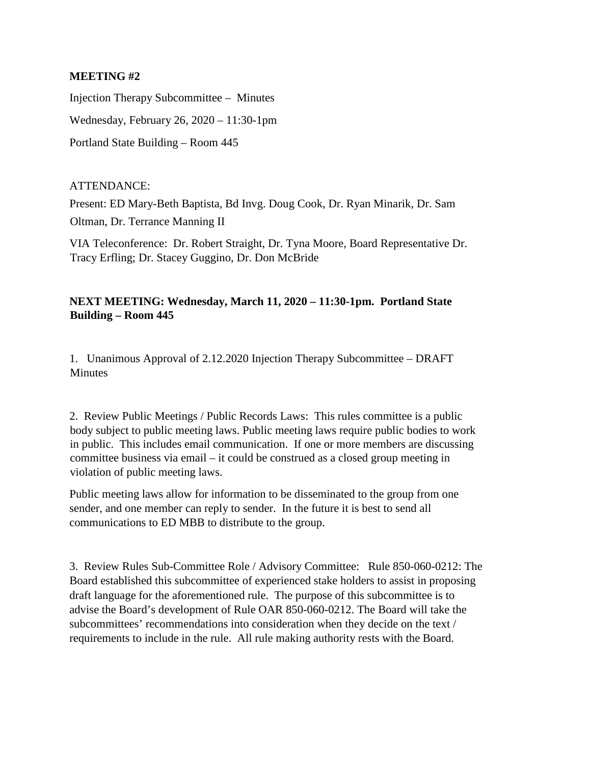**MEETING #2**

Injection Therapy Subcommittee – Minutes

Wednesday, February 26, 2020 – 11:30-1pm

Portland State Building – Room 445

ATTENDANCE:

Present: ED Mary-Beth Baptista, Bd Invg. Doug Cook, Dr. Ryan Minarik, Dr. Sam Oltman, Dr. Terrance Manning II

VIA Teleconference: Dr. Robert Straight, Dr. Tyna Moore, Board Representative Dr. Tracy Erfling; Dr. Stacey Guggino, Dr. Don McBride

**NEXT MEETING: Wednesday, March 11, 2020 – 11:30-1pm. Portland State Building – Room 445**

1. Unanimous Approval of 2.12.2020 Injection Therapy Subcommittee – DRAFT Minutes

2. Review Public Meetings / Public Records Laws: This rules committee is a public body subject to public meeting laws. Public meeting laws require public bodies to work in public. This includes email communication. If one or more members are discussing committee business via email – it could be construed as a closed group meeting in violation of public meeting laws.

Public meeting laws allow for information to be disseminated to the group from one sender, and one member can reply to sender. In the future it is best to send all communications to ED MBB to distribute to the group.

3. Review Rules Sub-Committee Role / Advisory Committee: Rule 850-060-0212: The Board established this subcommittee of experienced stake holders to assist in proposing draft language for the aforementioned rule. The purpose of this subcommittee is to advise the Board's development of Rule OAR 850-060-0212. The Board will take the subcommittees' recommendations into consideration when they decide on the text / requirements to include in the rule. All rule making authority rests with the Board.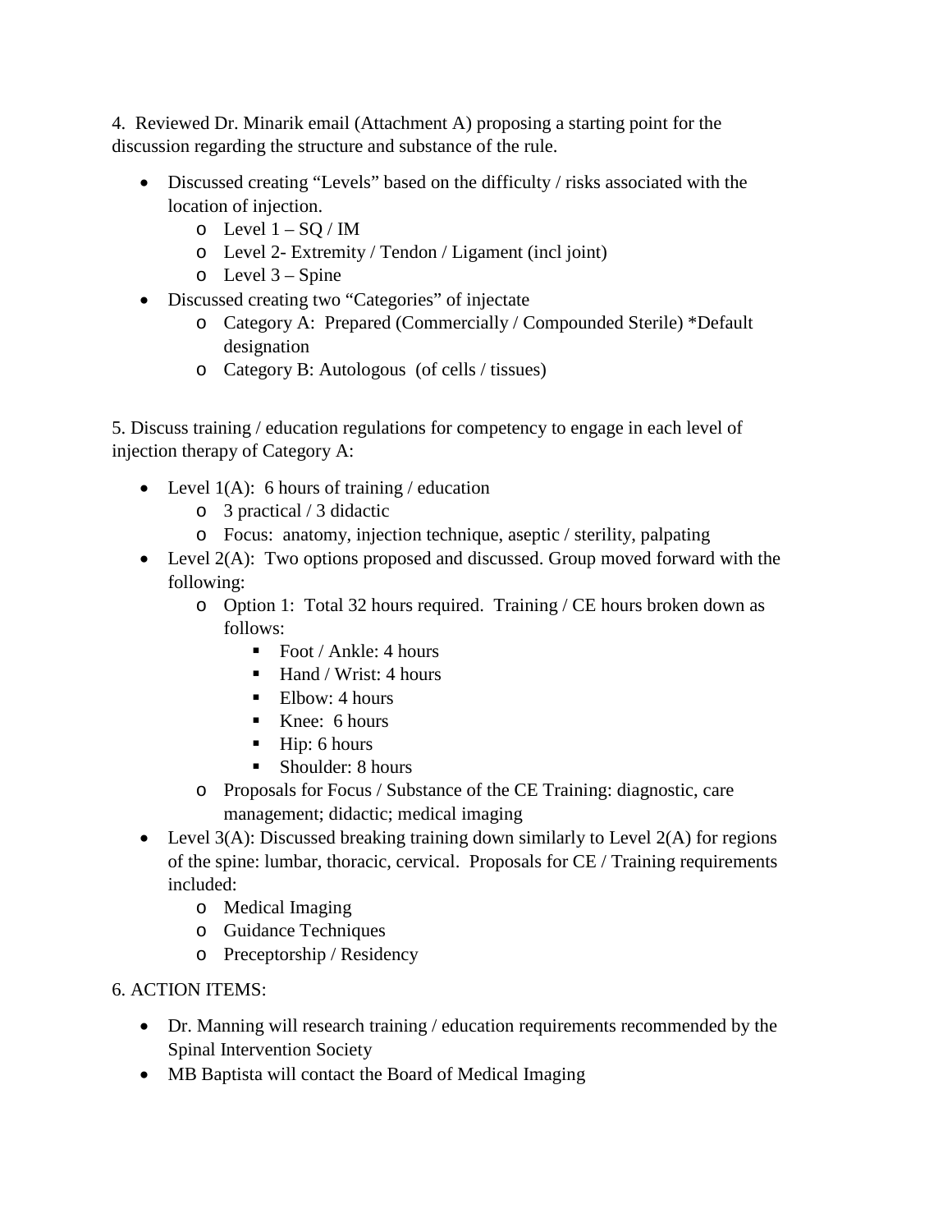4. Reviewed Dr. Minarik email (Attachment A) proposing a starting point for the discussion regarding the structure and substance of the rule.

- Discussed creating "Levels" based on the difficulty / risks associated with the location of injection.
  - Level 1 – SQ / IM
  - Level 2- Extremity / Tendon / Ligament (incl joint)
  - Level 3 – Spine
- Discussed creating two "Categories" of injectate
  - Category A: Prepared (Commercially / Compounded Sterile) *Default designation
  - Category B: Autologous (of cells / tissues)

5. Discuss training / education regulations for competency to engage in each level of injection therapy of Category A:

- Level 1(A): 6 hours of training / education
  - 3 practical / 3 didactic
  - Focus: anatomy, injection technique, aseptic / sterility, palpating
- Level 2(A): Two options proposed and discussed. Group moved forward with the following:
  - Option 1: Total 32 hours required. Training / CE hours broken down as follows:
    - Foot / Ankle: 4 hours
    - Hand / Wrist: 4 hours
    - Elbow: 4 hours
    - Knee: 6 hours
    - Hip: 6 hours
    - Shoulder: 8 hours
  - Proposals for Focus / Substance of the CE Training: diagnostic, care management; didactic; medical imaging
- Level 3(A): Discussed breaking training down similarly to Level 2(A) for regions of the spine: lumbar, thoracic, cervical. Proposals for CE / Training requirements included:
  - Medical Imaging
  - Guidance Techniques
  - Preceptorship / Residency

6. ACTION ITEMS:

- Dr. Manning will research training / education requirements recommended by the Spinal Intervention Society
- MB Baptista will contact the Board of Medical Imaging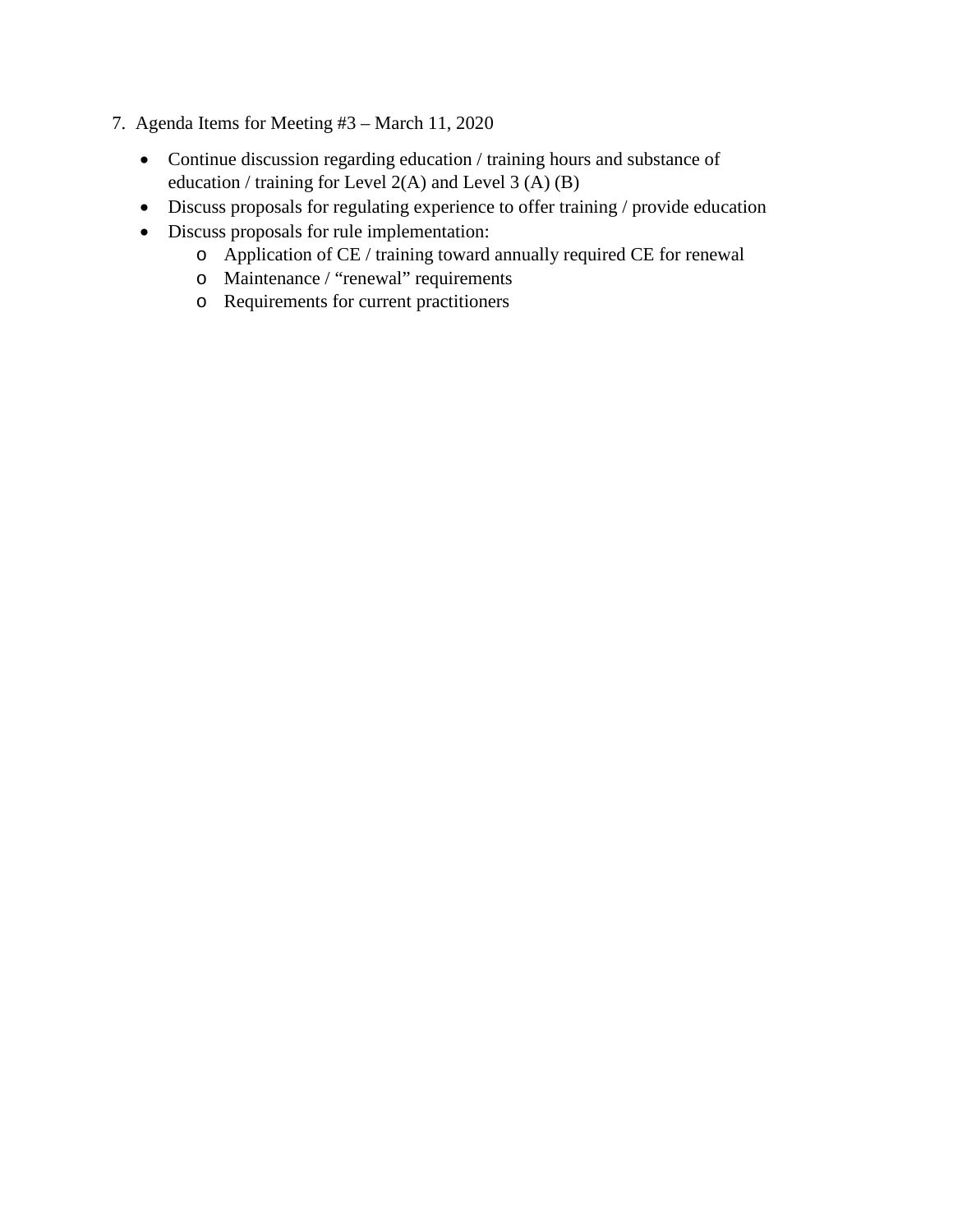7. Agenda Items for Meeting #3 – March 11, 2020

   - Continue discussion regarding education / training hours and substance of education / training for Level 2(A) and Level 3 (A) (B)
   - Discuss proposals for regulating experience to offer training / provide education
   - Discuss proposals for rule implementation:
     - Application of CE / training toward annually required CE for renewal
     - Maintenance / “renewal” requirements
     - Requirements for current practitioners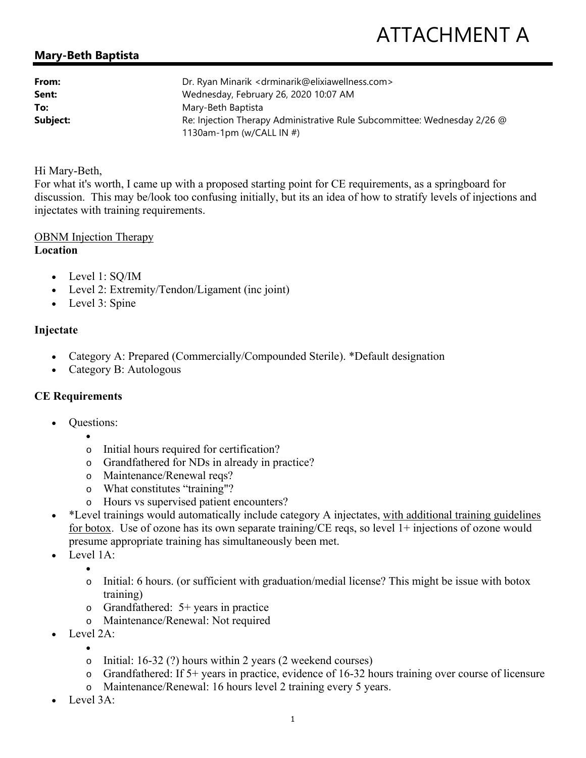# ATTACHMENT A

**Mary-Beth Baptista**

| | |
|---|---|
| **From:** | Dr. Ryan Minarik <drminarik@elixiawellness.com> |
| **Sent:** | Wednesday, February 26, 2020 10:07 AM |
| **To:** | Mary-Beth Baptista |
| **Subject:** | Re: Injection Therapy Administrative Rule Subcommittee: Wednesday 2/26 @ 1130am-1pm (w/CALL IN #) |

Hi Mary-Beth,
For what it's worth, I came up with a proposed starting point for CE requirements, as a springboard for discussion. This may be/look too confusing initially, but its an idea of how to stratify levels of injections and injectates with training requirements.

OBNM Injection Therapy
**Location**

- Level 1: SQ/IM
- Level 2: Extremity/Tendon/Ligament (inc joint)
- Level 3: Spine

**Injectate**

- Category A: Prepared (Commercially/Compounded Sterile). *Default designation
- Category B: Autologous

**CE Requirements**

- Questions:
  - 
  - Initial hours required for certification?
  - Grandfathered for NDs in already in practice?
  - Maintenance/Renewal reqs?
  - What constitutes "training"?
  - Hours vs supervised patient encounters?
- *Level trainings would automatically include category A injectates, with additional training guidelines for botox. Use of ozone has its own separate training/CE reqs, so level 1+ injections of ozone would presume appropriate training has simultaneously been met.
- Level 1A:
  - 
  - Initial: 6 hours. (or sufficient with graduation/medial license? This might be issue with botox training)
  - Grandfathered: 5+ years in practice
  - Maintenance/Renewal: Not required
- Level 2A:
  - 
  - Initial: 16-32 (?) hours within 2 years (2 weekend courses)
  - Grandfathered: If 5+ years in practice, evidence of 16-32 hours training over course of licensure
  - Maintenance/Renewal: 16 hours level 2 training every 5 years.
- Level 3A: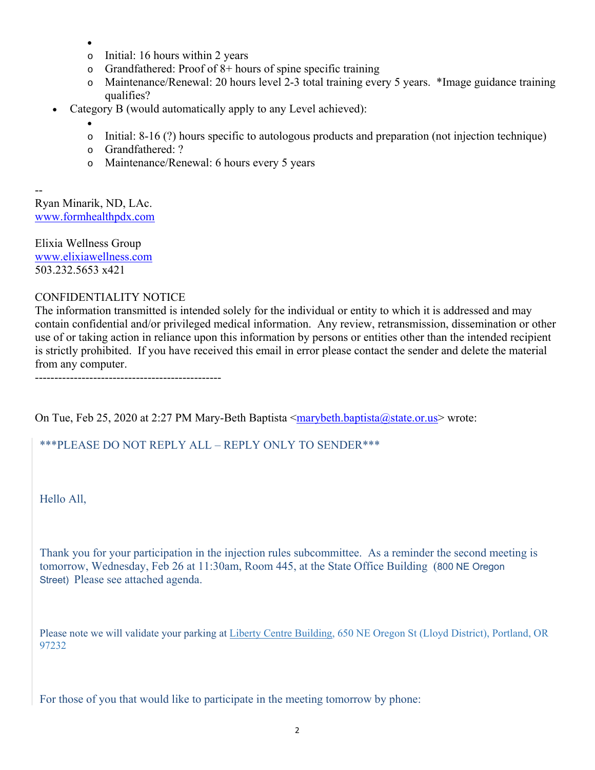- 
  - Initial: 16 hours within 2 years
  - Grandfathered: Proof of 8+ hours of spine specific training
  - Maintenance/Renewal: 20 hours level 2-3 total training every 5 years. *Image guidance training qualifies?
- Category B (would automatically apply to any Level achieved):
  - 
  - Initial: 8-16 (?) hours specific to autologous products and preparation (not injection technique)
  - Grandfathered: ?
  - Maintenance/Renewal: 6 hours every 5 years

--
Ryan Minarik, ND, LAc.
www.formhealthpdx.com

Elixia Wellness Group
www.elixiawellness.com
503.232.5653 x421

CONFIDENTIALITY NOTICE
The information transmitted is intended solely for the individual or entity to which it is addressed and may contain confidential and/or privileged medical information. Any review, retransmission, dissemination or other use of or taking action in reliance upon this information by persons or entities other than the intended recipient is strictly prohibited. If you have received this email in error please contact the sender and delete the material from any computer.
------------------------------------------------

On Tue, Feb 25, 2020 at 2:27 PM Mary-Beth Baptista <marybeth.baptista@state.or.us> wrote:

> ***PLEASE DO NOT REPLY ALL – REPLY ONLY TO SENDER***
>
> Hello All,
>
> Thank you for your participation in the injection rules subcommittee. As a reminder the second meeting is tomorrow, Wednesday, Feb 26 at 11:30am, Room 445, at the State Office Building (800 NE Oregon Street) Please see attached agenda.
>
> Please note we will validate your parking at Liberty Centre Building, 650 NE Oregon St (Lloyd District), Portland, OR 97232
>
> For those of you that would like to participate in the meeting tomorrow by phone: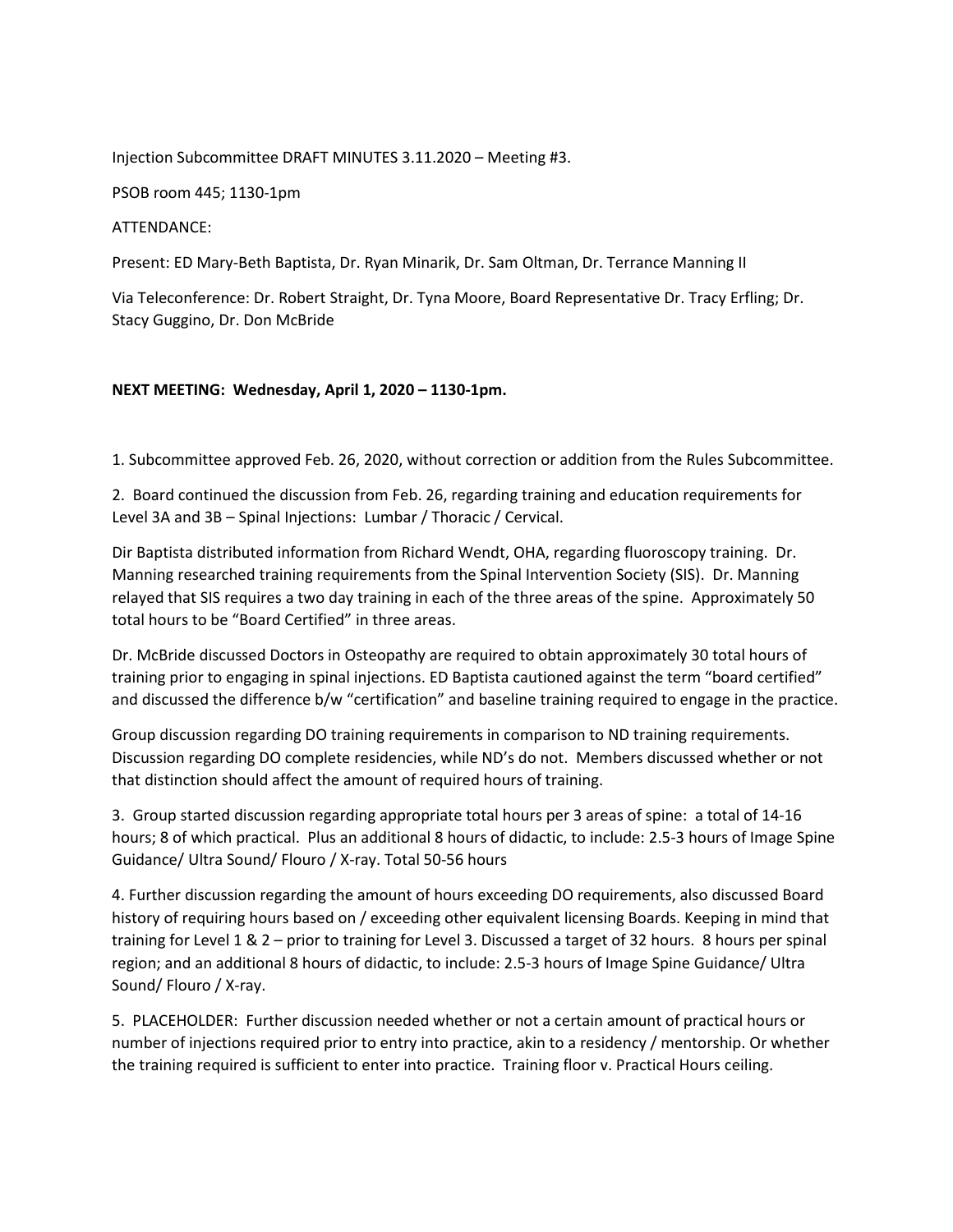Injection Subcommittee DRAFT MINUTES 3.11.2020 – Meeting #3.

PSOB room 445; 1130-1pm

ATTENDANCE:

Present: ED Mary-Beth Baptista, Dr. Ryan Minarik, Dr. Sam Oltman, Dr. Terrance Manning II

Via Teleconference: Dr. Robert Straight, Dr. Tyna Moore, Board Representative Dr. Tracy Erfling; Dr. Stacy Guggino, Dr. Don McBride

**NEXT MEETING: Wednesday, April 1, 2020 – 1130-1pm.**

1. Subcommittee approved Feb. 26, 2020, without correction or addition from the Rules Subcommittee.

2. Board continued the discussion from Feb. 26, regarding training and education requirements for Level 3A and 3B – Spinal Injections: Lumbar / Thoracic / Cervical.

Dir Baptista distributed information from Richard Wendt, OHA, regarding fluoroscopy training. Dr. Manning researched training requirements from the Spinal Intervention Society (SIS). Dr. Manning relayed that SIS requires a two day training in each of the three areas of the spine. Approximately 50 total hours to be "Board Certified" in three areas.

Dr. McBride discussed Doctors in Osteopathy are required to obtain approximately 30 total hours of training prior to engaging in spinal injections. ED Baptista cautioned against the term "board certified" and discussed the difference b/w "certification" and baseline training required to engage in the practice.

Group discussion regarding DO training requirements in comparison to ND training requirements. Discussion regarding DO complete residencies, while ND's do not. Members discussed whether or not that distinction should affect the amount of required hours of training.

3. Group started discussion regarding appropriate total hours per 3 areas of spine: a total of 14-16 hours; 8 of which practical. Plus an additional 8 hours of didactic, to include: 2.5-3 hours of Image Spine Guidance/ Ultra Sound/ Flouro / X-ray. Total 50-56 hours

4. Further discussion regarding the amount of hours exceeding DO requirements, also discussed Board history of requiring hours based on / exceeding other equivalent licensing Boards. Keeping in mind that training for Level 1 & 2 – prior to training for Level 3. Discussed a target of 32 hours. 8 hours per spinal region; and an additional 8 hours of didactic, to include: 2.5-3 hours of Image Spine Guidance/ Ultra Sound/ Flouro / X-ray.

5. PLACEHOLDER: Further discussion needed whether or not a certain amount of practical hours or number of injections required prior to entry into practice, akin to a residency / mentorship. Or whether the training required is sufficient to enter into practice. Training floor v. Practical Hours ceiling.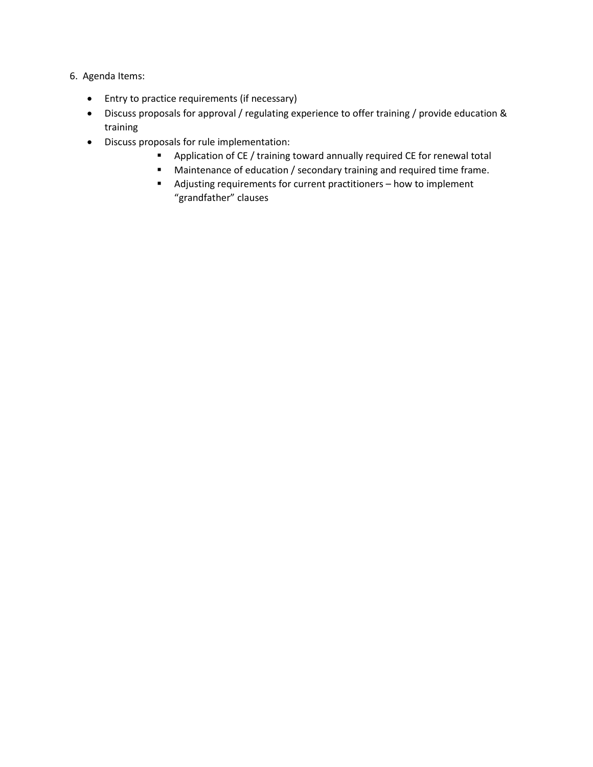6. Agenda Items:

- Entry to practice requirements (if necessary)
- Discuss proposals for approval / regulating experience to offer training / provide education & training
- Discuss proposals for rule implementation:
    - Application of CE / training toward annually required CE for renewal total
    - Maintenance of education / secondary training and required time frame.
    - Adjusting requirements for current practitioners – how to implement "grandfather" clauses